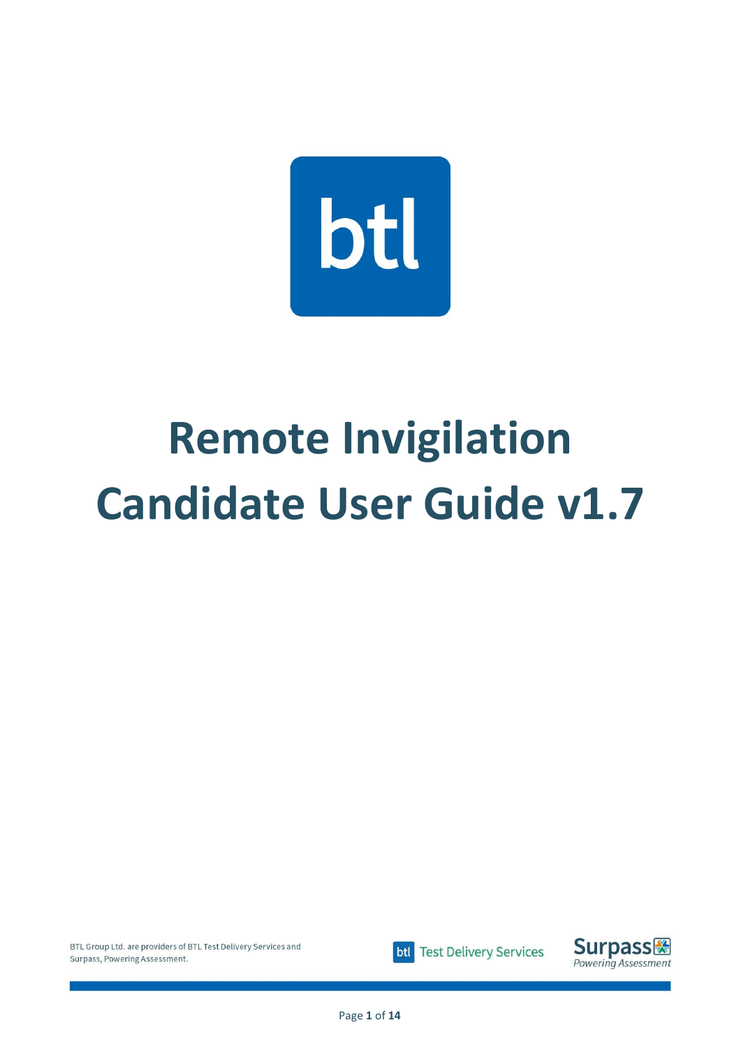# Remote Invigilation Candidate User Guide v1.7

BTL Group Ltd. are providers of BTL Test Delivery Services and Surpass, Powering Assessment.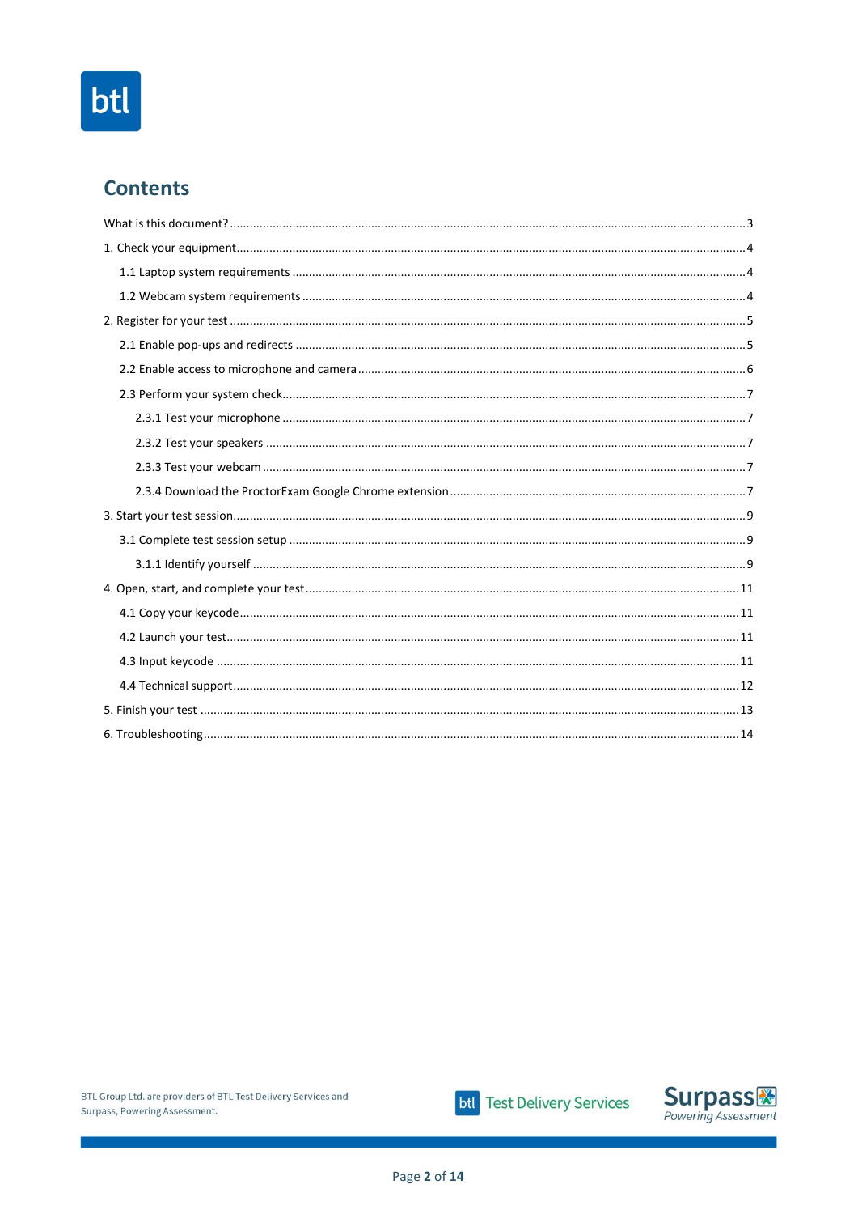## Contents

What is this document? ..... 3

1. Check your equipment ..... 4
   - 1.1 Laptop system requirements ..... 4
   - 1.2 Webcam system requirements ..... 4
2. Register for your test ..... 5
   - 2.1 Enable pop-ups and redirects ..... 5
   - 2.2 Enable access to microphone and camera ..... 6
   - 2.3 Perform your system check ..... 7
     - 2.3.1 Test your microphone ..... 7
     - 2.3.2 Test your speakers ..... 7
     - 2.3.3 Test your webcam ..... 7
     - 2.3.4 Download the ProctorExam Google Chrome extension ..... 7
3. Start your test session ..... 9
   - 3.1 Complete test session setup ..... 9
     - 3.1.1 Identify yourself ..... 9
4. Open, start, and complete your test ..... 11
   - 4.1 Copy your keycode ..... 11
   - 4.2 Launch your test ..... 11
   - 4.3 Input keycode ..... 11
   - 4.4 Technical support ..... 12
5. Finish your test ..... 13
6. Troubleshooting ..... 14

BTL Group Ltd. are providers of BTL Test Delivery Services and Surpass, Powering Assessment.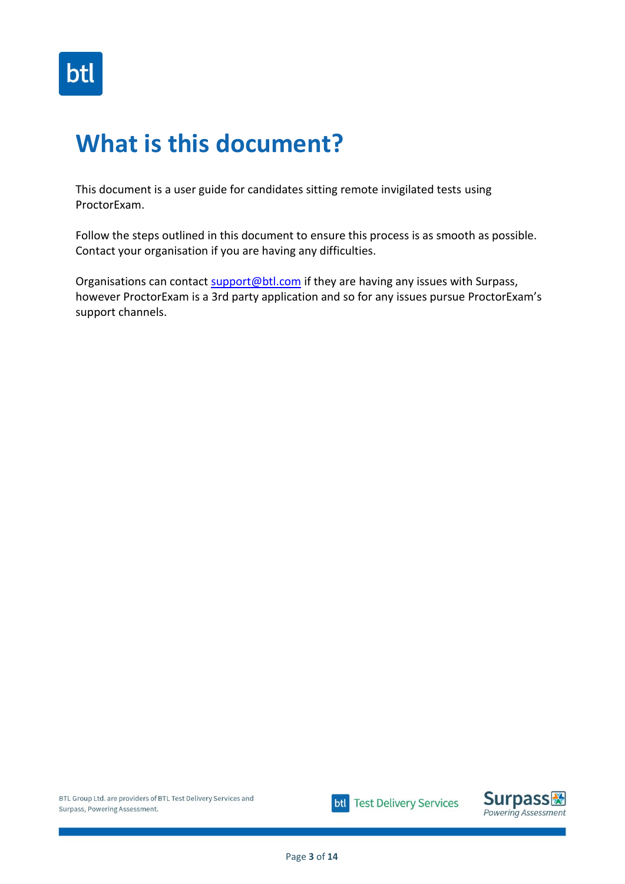# What is this document?

This document is a user guide for candidates sitting remote invigilated tests using ProctorExam.

Follow the steps outlined in this document to ensure this process is as smooth as possible. Contact your organisation if you are having any difficulties.

Organisations can contact support@btl.com if they are having any issues with Surpass, however ProctorExam is a 3rd party application and so for any issues pursue ProctorExam's support channels.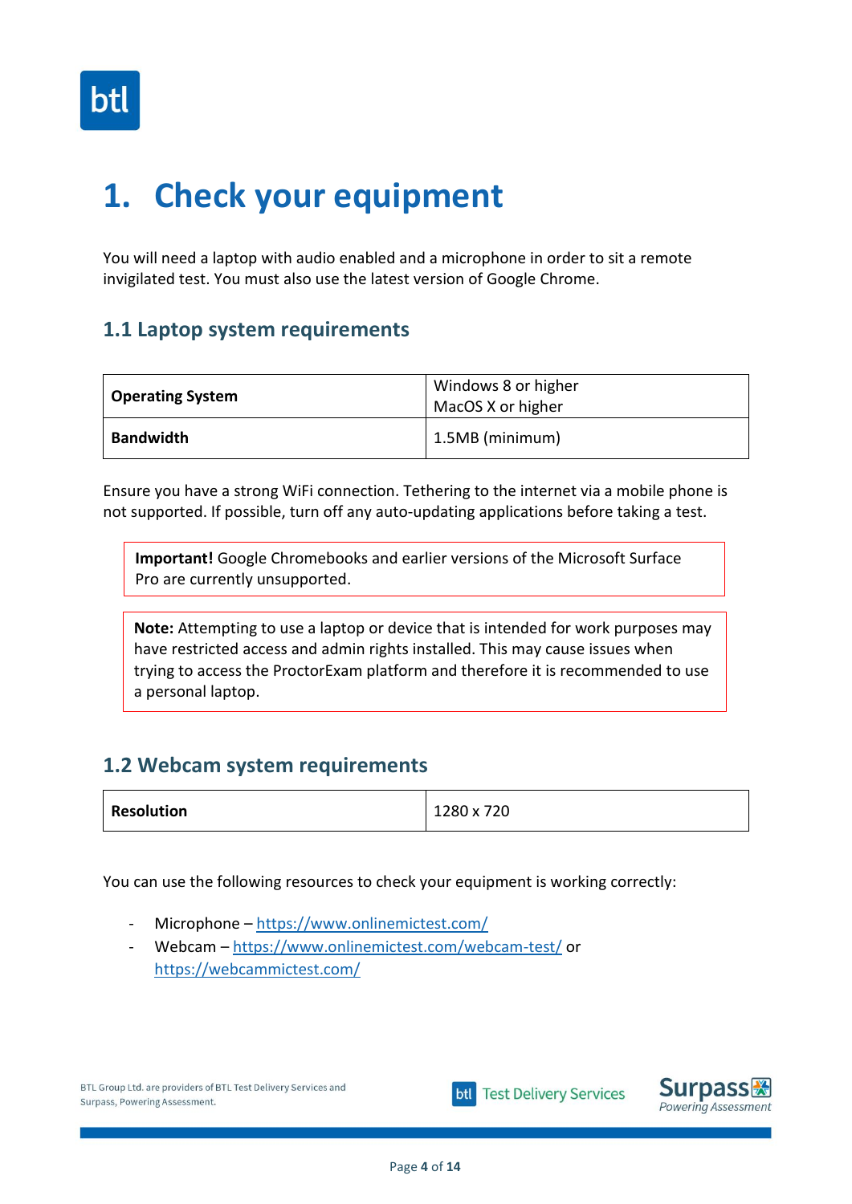# 1. Check your equipment

You will need a laptop with audio enabled and a microphone in order to sit a remote invigilated test. You must also use the latest version of Google Chrome.

## 1.1 Laptop system requirements

| **Operating System** | Windows 8 or higher<br>MacOS X or higher |
|---|---|
| **Bandwidth** | 1.5MB (minimum) |

Ensure you have a strong WiFi connection. Tethering to the internet via a mobile phone is not supported. If possible, turn off any auto-updating applications before taking a test.

**Important!** Google Chromebooks and earlier versions of the Microsoft Surface Pro are currently unsupported.

**Note:** Attempting to use a laptop or device that is intended for work purposes may have restricted access and admin rights installed. This may cause issues when trying to access the ProctorExam platform and therefore it is recommended to use a personal laptop.

## 1.2 Webcam system requirements

| **Resolution** | 1280 x 720 |
|---|---|

You can use the following resources to check your equipment is working correctly:

- Microphone – https://www.onlinemictest.com/
- Webcam – https://www.onlinemictest.com/webcam-test/ or https://webcammictest.com/

BTL Group Ltd. are providers of BTL Test Delivery Services and Surpass, Powering Assessment.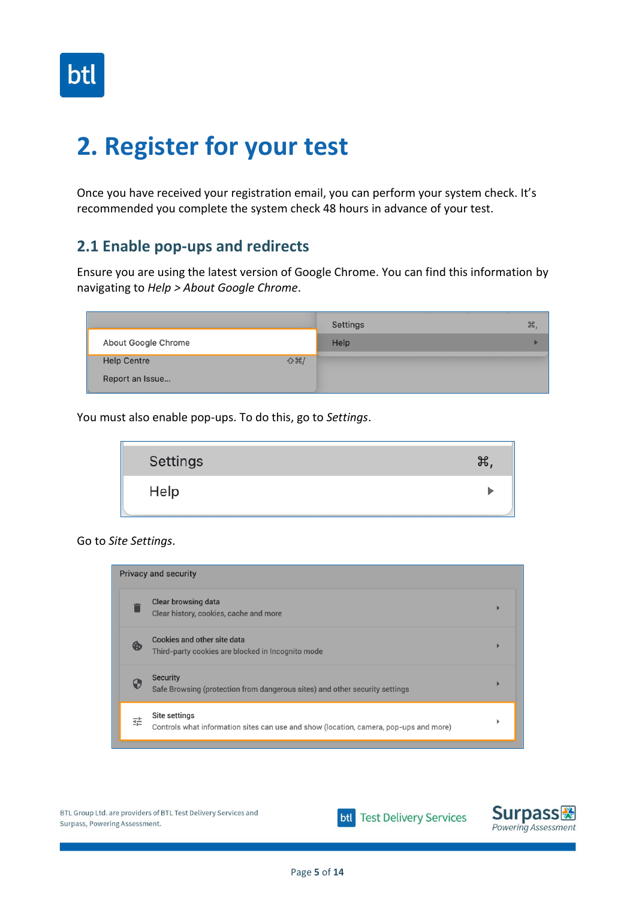# 2. Register for your test

Once you have received your registration email, you can perform your system check. It's recommended you complete the system check 48 hours in advance of your test.

## 2.1 Enable pop-ups and redirects

Ensure you are using the latest version of Google Chrome. You can find this information by navigating to *Help > About Google Chrome*.

You must also enable pop-ups. To do this, go to *Settings*.

Go to *Site Settings*.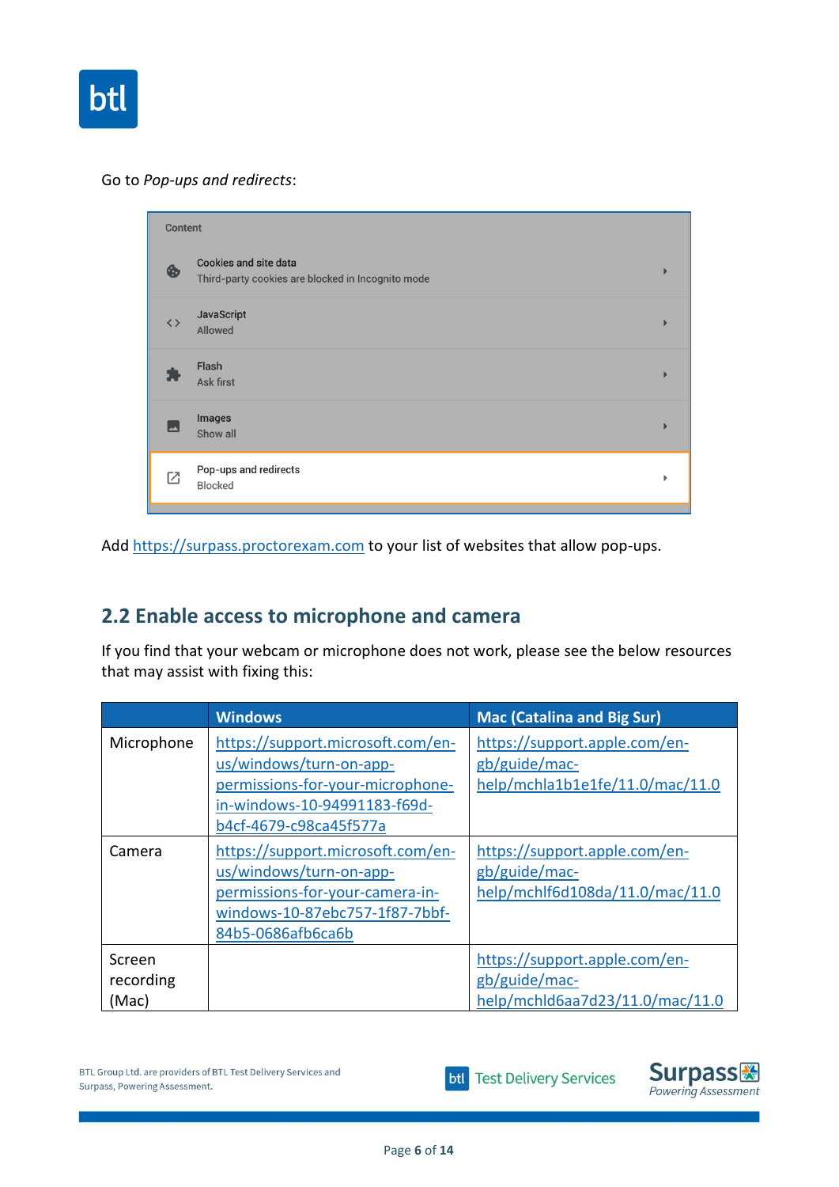Go to *Pop-ups and redirects*:

Content

Cookies and site data
Third-party cookies are blocked in Incognito mode

JavaScript
Allowed

Flash
Ask first

Images
Show all

Pop-ups and redirects
Blocked

Add https://surpass.proctorexam.com to your list of websites that allow pop-ups.

## 2.2 Enable access to microphone and camera

If you find that your webcam or microphone does not work, please see the below resources that may assist with fixing this:

| | Windows | Mac (Catalina and Big Sur) |
|---|---|---|
| Microphone | https://support.microsoft.com/en-us/windows/turn-on-app-permissions-for-your-microphone-in-windows-10-94991183-f69d-b4cf-4679-c98ca45f577a | https://support.apple.com/en-gb/guide/mac-help/mchla1b1e1fe/11.0/mac/11.0 |
| Camera | https://support.microsoft.com/en-us/windows/turn-on-app-permissions-for-your-camera-in-windows-10-87ebc757-1f87-7bbf-84b5-0686afb6ca6b | https://support.apple.com/en-gb/guide/mac-help/mchlf6d108da/11.0/mac/11.0 |
| Screen recording (Mac) | | https://support.apple.com/en-gb/guide/mac-help/mchld6aa7d23/11.0/mac/11.0 |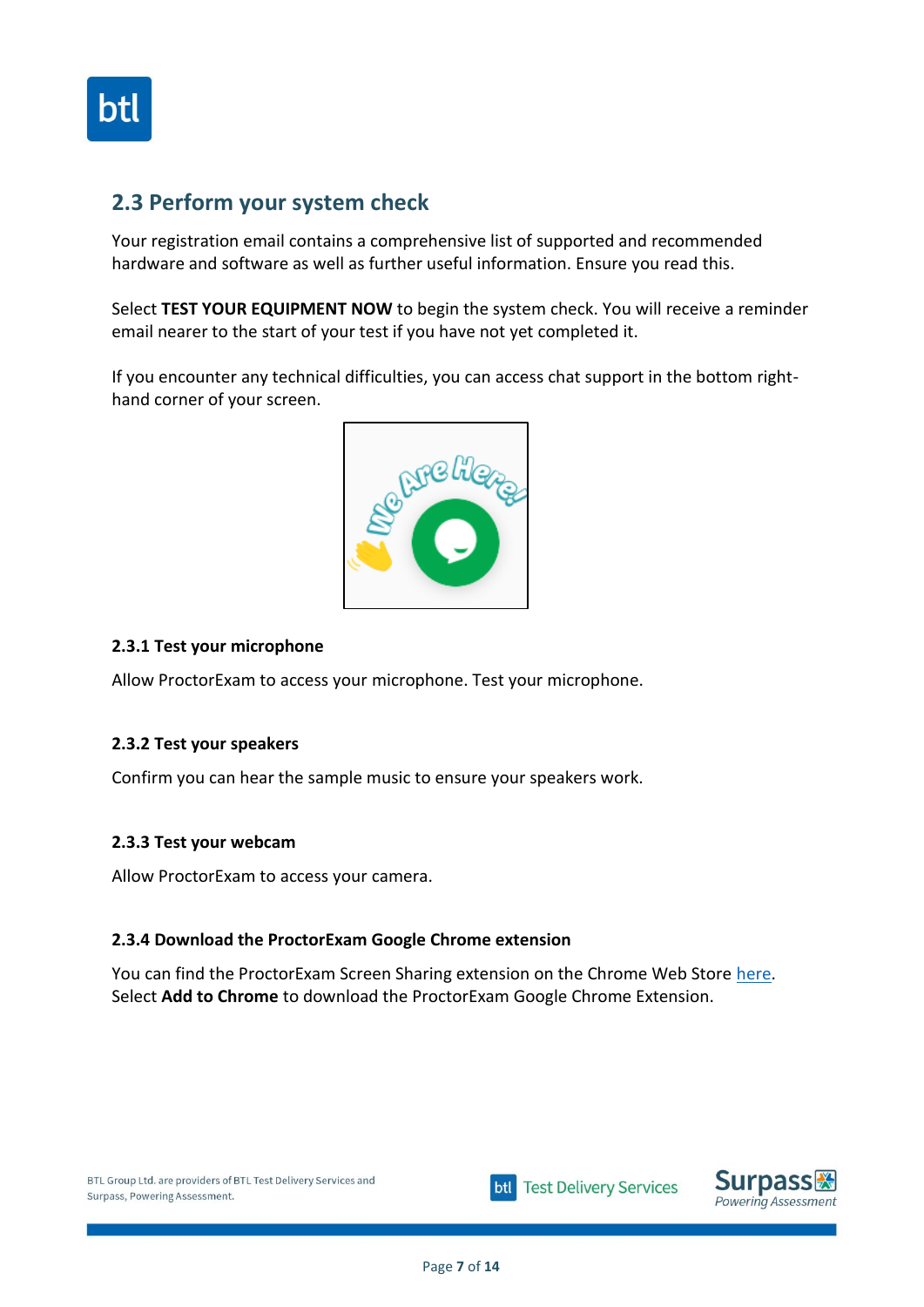## 2.3 Perform your system check

Your registration email contains a comprehensive list of supported and recommended hardware and software as well as further useful information. Ensure you read this.

Select **TEST YOUR EQUIPMENT NOW** to begin the system check. You will receive a reminder email nearer to the start of your test if you have not yet completed it.

If you encounter any technical difficulties, you can access chat support in the bottom right-hand corner of your screen.

### 2.3.1 Test your microphone

Allow ProctorExam to access your microphone. Test your microphone.

### 2.3.2 Test your speakers

Confirm you can hear the sample music to ensure your speakers work.

### 2.3.3 Test your webcam

Allow ProctorExam to access your camera.

### 2.3.4 Download the ProctorExam Google Chrome extension

You can find the ProctorExam Screen Sharing extension on the Chrome Web Store here. Select **Add to Chrome** to download the ProctorExam Google Chrome Extension.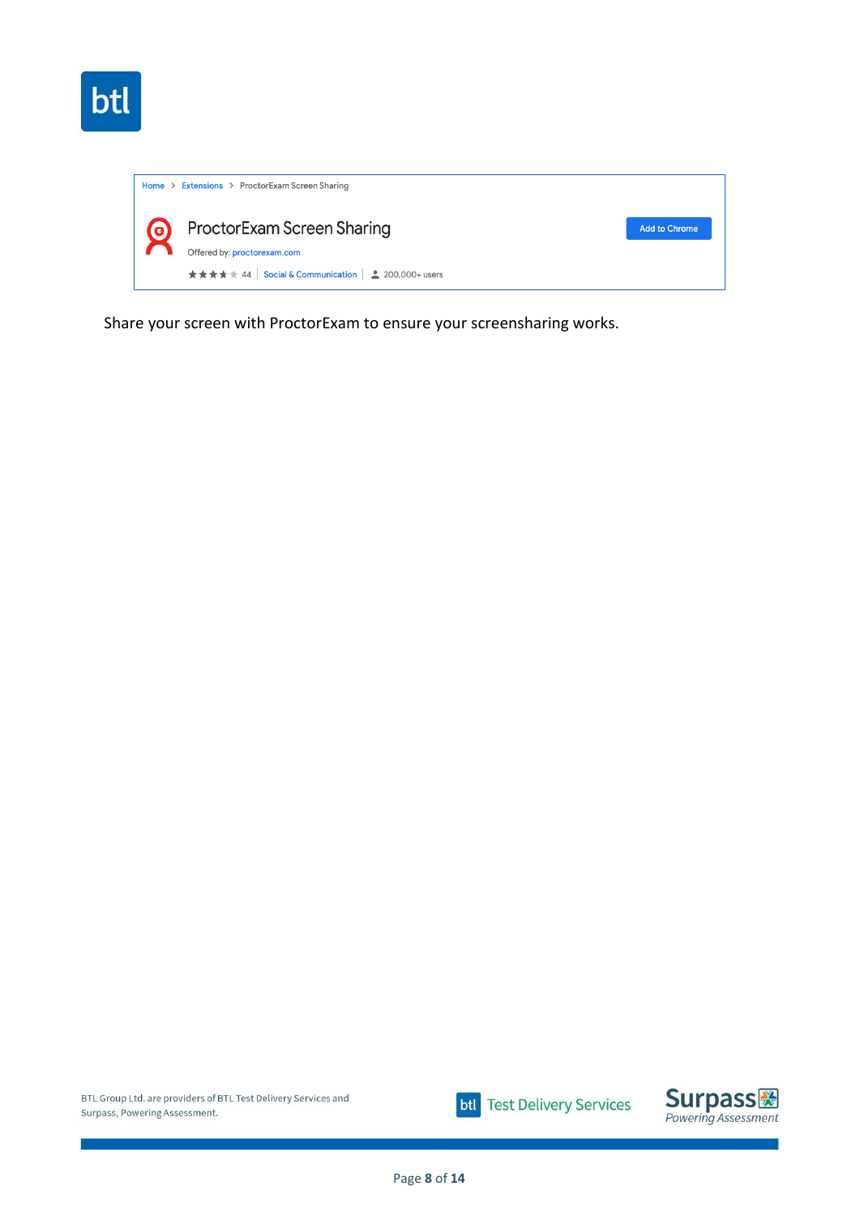Home > Extensions > ProctorExam Screen Sharing

ProctorExam Screen Sharing

Offered by: proctorexam.com

Add to Chrome

★★★★★ 44 | Social & Communication | 200,000+ users

Share your screen with ProctorExam to ensure your screensharing works.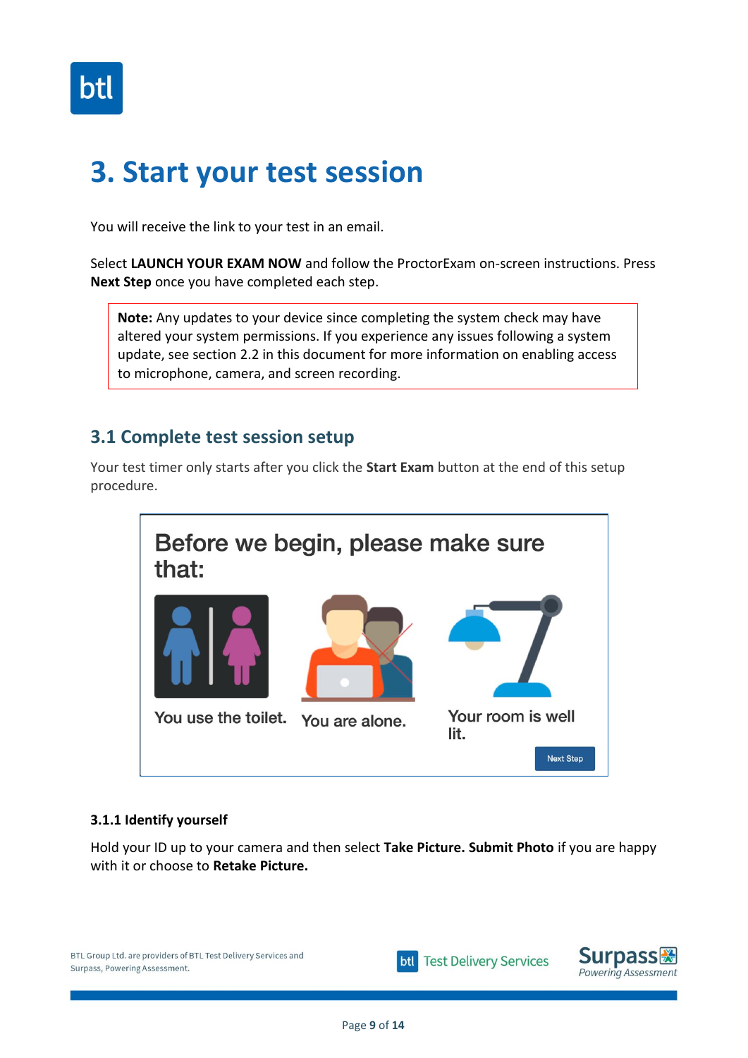# 3. Start your test session

You will receive the link to your test in an email.

Select **LAUNCH YOUR EXAM NOW** and follow the ProctorExam on-screen instructions. Press **Next Step** once you have completed each step.

> **Note:** Any updates to your device since completing the system check may have altered your system permissions. If you experience any issues following a system update, see section 2.2 in this document for more information on enabling access to microphone, camera, and screen recording.

## 3.1 Complete test session setup

Your test timer only starts after you click the **Start Exam** button at the end of this setup procedure.

Before we begin, please make sure that:

You use the toilet.

You are alone.

Your room is well lit.

Next Step

### 3.1.1 Identify yourself

Hold your ID up to your camera and then select **Take Picture. Submit Photo** if you are happy with it or choose to **Retake Picture.**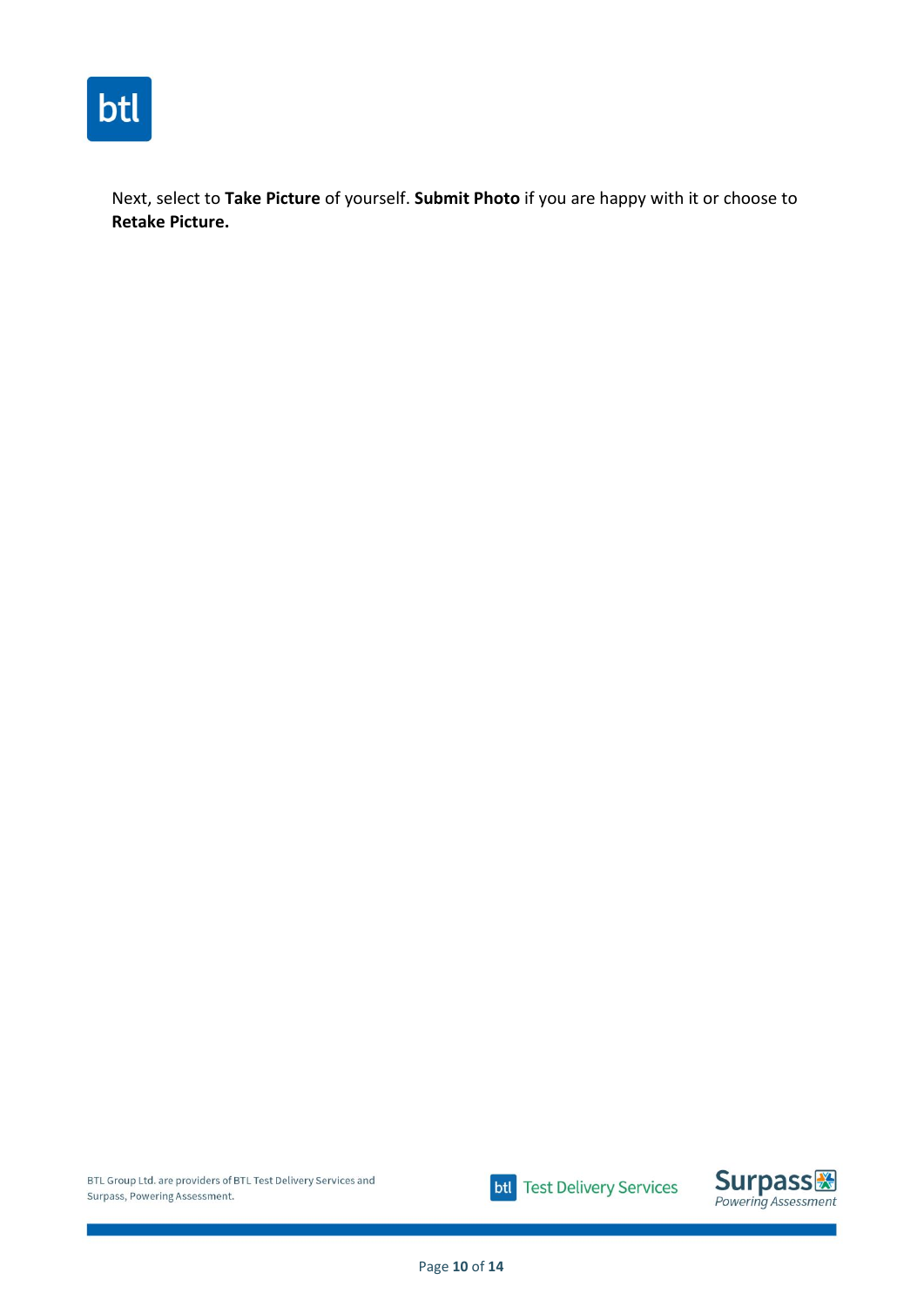Next, select to **Take Picture** of yourself. **Submit Photo** if you are happy with it or choose to **Retake Picture.**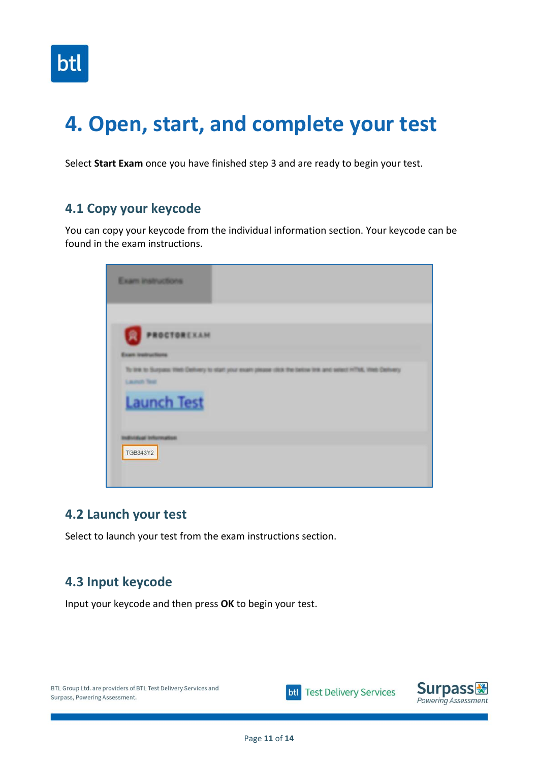# 4. Open, start, and complete your test

Select **Start Exam** once you have finished step 3 and are ready to begin your test.

## 4.1 Copy your keycode

You can copy your keycode from the individual information section. Your keycode can be found in the exam instructions.

## 4.2 Launch your test

Select to launch your test from the exam instructions section.

## 4.3 Input keycode

Input your keycode and then press **OK** to begin your test.

BTL Group Ltd. are providers of BTL Test Delivery Services and Surpass, Powering Assessment.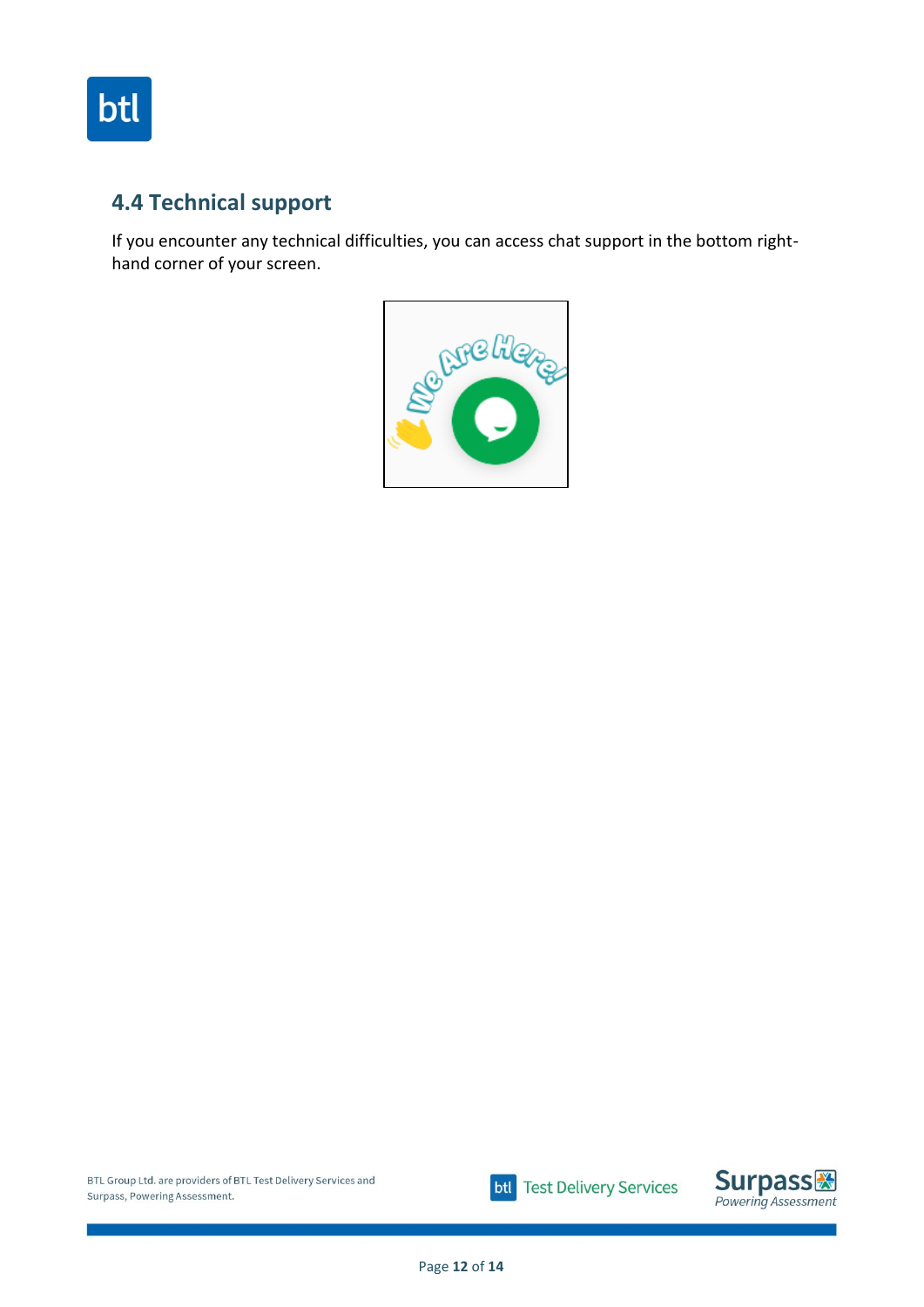## 4.4 Technical support

If you encounter any technical difficulties, you can access chat support in the bottom right-hand corner of your screen.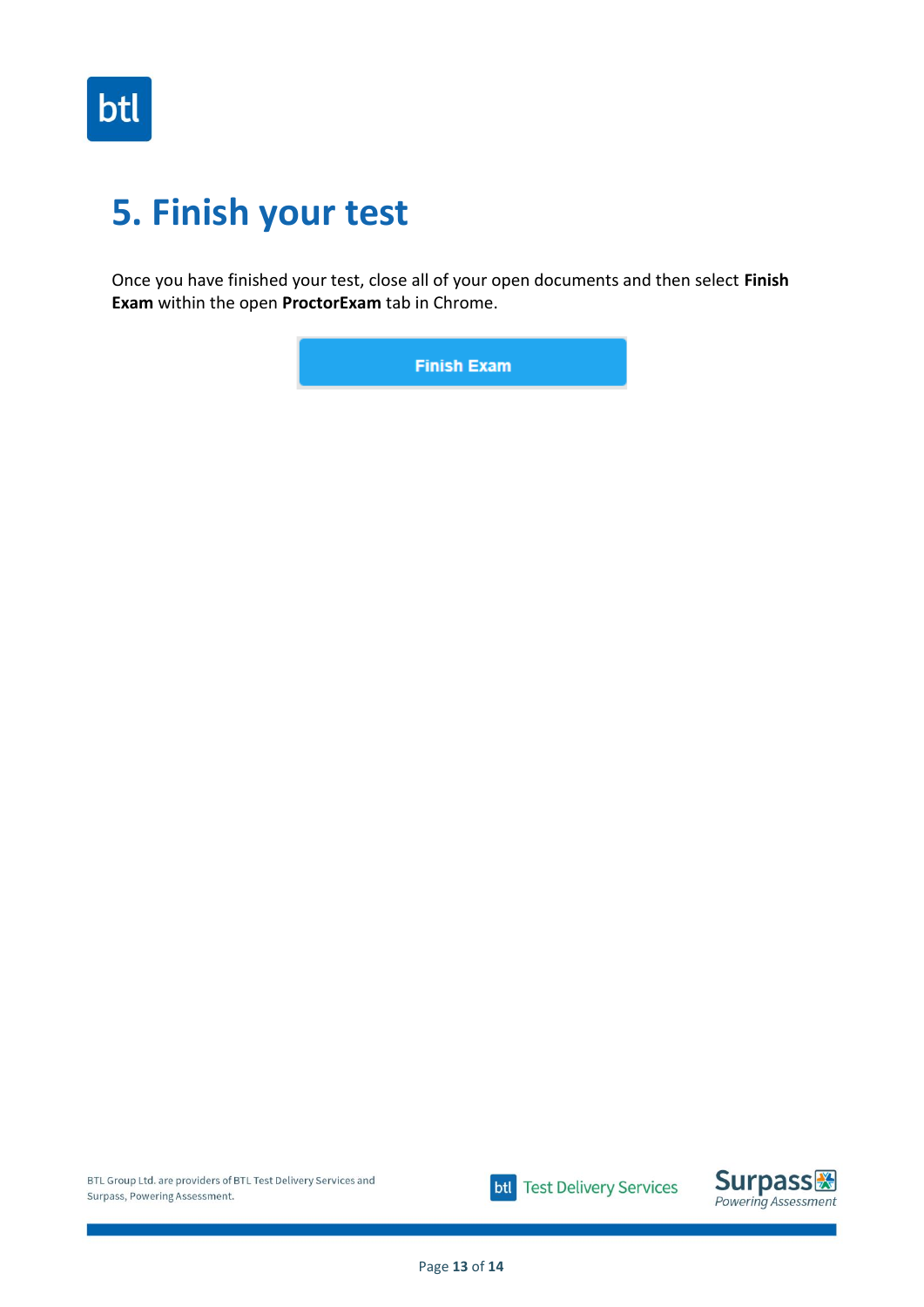# 5. Finish your test

Once you have finished your test, close all of your open documents and then select **Finish Exam** within the open **ProctorExam** tab in Chrome.

Finish Exam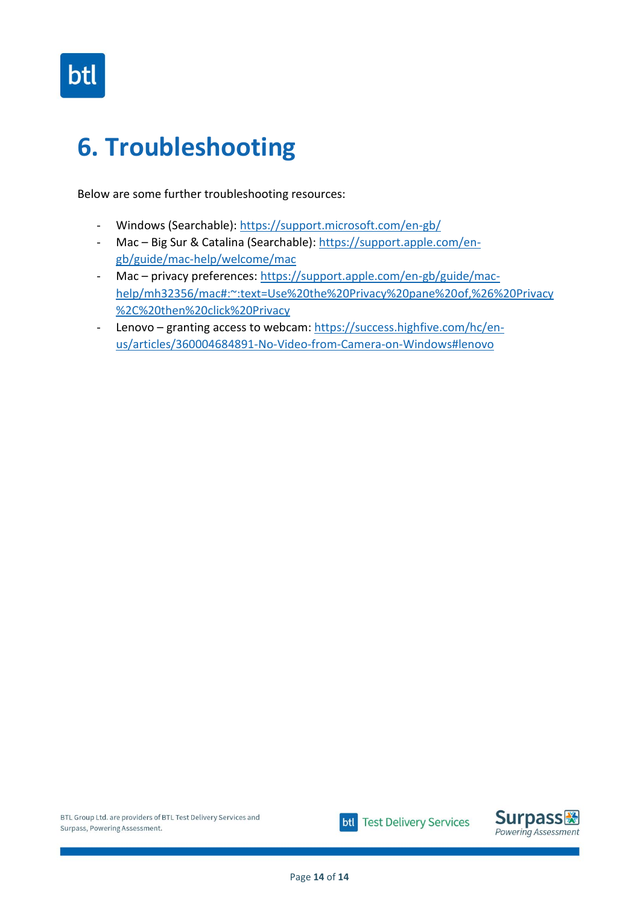# 6. Troubleshooting

Below are some further troubleshooting resources:

- Windows (Searchable): https://support.microsoft.com/en-gb/
- Mac – Big Sur & Catalina (Searchable): https://support.apple.com/en-gb/guide/mac-help/welcome/mac
- Mac – privacy preferences: https://support.apple.com/en-gb/guide/mac-help/mh32356/mac#:~:text=Use%20the%20Privacy%20pane%20of,%26%20Privacy%2C%20then%20click%20Privacy
- Lenovo – granting access to webcam: https://success.highfive.com/hc/en-us/articles/360004684891-No-Video-from-Camera-on-Windows#lenovo

BTL Group Ltd. are providers of BTL Test Delivery Services and Surpass, Powering Assessment.